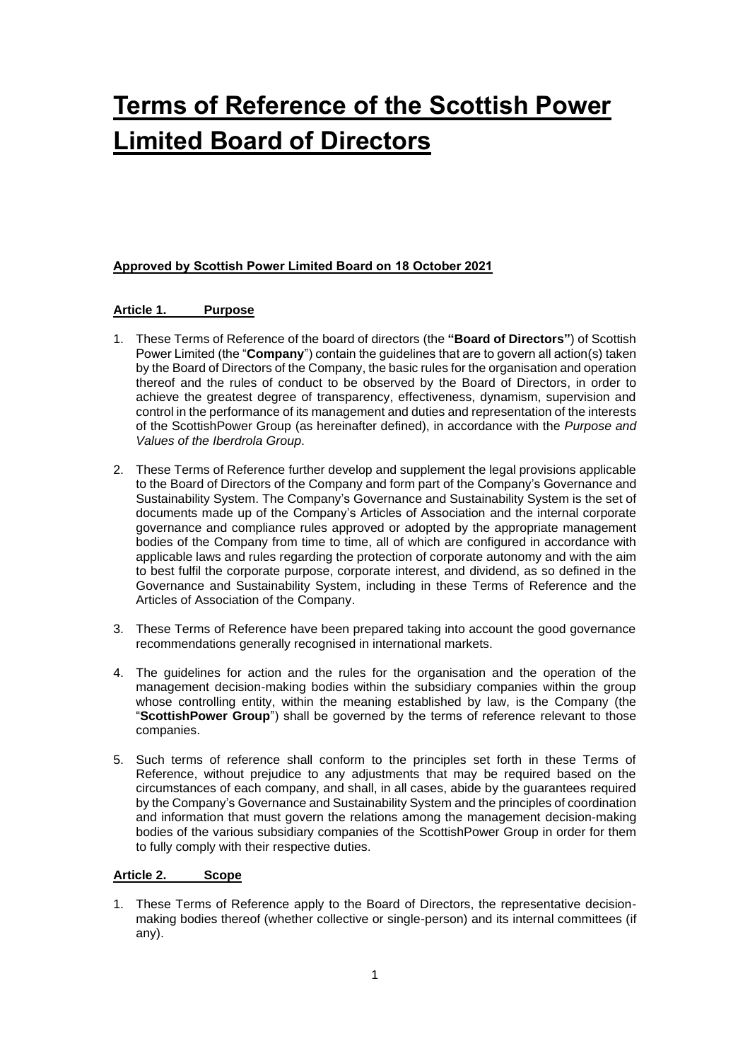# Terms of Reference of the Scottish Power Limited Board of Directors

**Approved by Scottish Power Limited Board on 18 October 2021**

## Article 1. Purpose

1. These Terms of Reference of the board of directors (the **"Board of Directors"**) of Scottish Power Limited (the "**Company**") contain the guidelines that are to govern all action(s) taken by the Board of Directors of the Company, the basic rules for the organisation and operation thereof and the rules of conduct to be observed by the Board of Directors, in order to achieve the greatest degree of transparency, effectiveness, dynamism, supervision and control in the performance of its management and duties and representation of the interests of the ScottishPower Group (as hereinafter defined), in accordance with the *Purpose and Values of the Iberdrola Group*.

2. These Terms of Reference further develop and supplement the legal provisions applicable to the Board of Directors of the Company and form part of the Company's Governance and Sustainability System. The Company's Governance and Sustainability System is the set of documents made up of the Company's Articles of Association and the internal corporate governance and compliance rules approved or adopted by the appropriate management bodies of the Company from time to time, all of which are configured in accordance with applicable laws and rules regarding the protection of corporate autonomy and with the aim to best fulfil the corporate purpose, corporate interest, and dividend, as so defined in the Governance and Sustainability System, including in these Terms of Reference and the Articles of Association of the Company.

3. These Terms of Reference have been prepared taking into account the good governance recommendations generally recognised in international markets.

4. The guidelines for action and the rules for the organisation and the operation of the management decision-making bodies within the subsidiary companies within the group whose controlling entity, within the meaning established by law, is the Company (the "**ScottishPower Group**") shall be governed by the terms of reference relevant to those companies.

5. Such terms of reference shall conform to the principles set forth in these Terms of Reference, without prejudice to any adjustments that may be required based on the circumstances of each company, and shall, in all cases, abide by the guarantees required by the Company's Governance and Sustainability System and the principles of coordination and information that must govern the relations among the management decision-making bodies of the various subsidiary companies of the ScottishPower Group in order for them to fully comply with their respective duties.

## Article 2. Scope

1. These Terms of Reference apply to the Board of Directors, the representative decision-making bodies thereof (whether collective or single-person) and its internal committees (if any).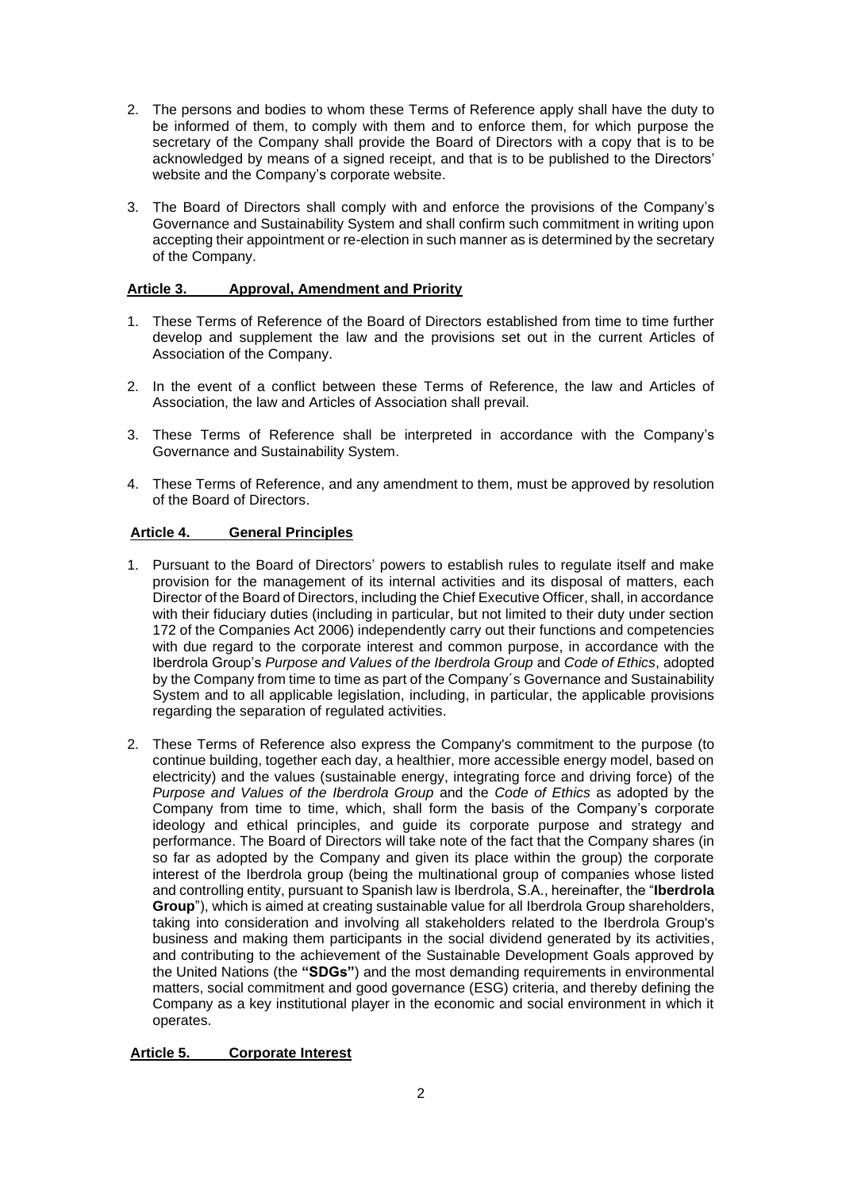2. The persons and bodies to whom these Terms of Reference apply shall have the duty to be informed of them, to comply with them and to enforce them, for which purpose the secretary of the Company shall provide the Board of Directors with a copy that is to be acknowledged by means of a signed receipt, and that is to be published to the Directors' website and the Company's corporate website.

3. The Board of Directors shall comply with and enforce the provisions of the Company's Governance and Sustainability System and shall confirm such commitment in writing upon accepting their appointment or re-election in such manner as is determined by the secretary of the Company.

## Article 3. Approval, Amendment and Priority

1. These Terms of Reference of the Board of Directors established from time to time further develop and supplement the law and the provisions set out in the current Articles of Association of the Company.

2. In the event of a conflict between these Terms of Reference, the law and Articles of Association, the law and Articles of Association shall prevail.

3. These Terms of Reference shall be interpreted in accordance with the Company's Governance and Sustainability System.

4. These Terms of Reference, and any amendment to them, must be approved by resolution of the Board of Directors.

## Article 4. General Principles

1. Pursuant to the Board of Directors' powers to establish rules to regulate itself and make provision for the management of its internal activities and its disposal of matters, each Director of the Board of Directors, including the Chief Executive Officer, shall, in accordance with their fiduciary duties (including in particular, but not limited to their duty under section 172 of the Companies Act 2006) independently carry out their functions and competencies with due regard to the corporate interest and common purpose, in accordance with the Iberdrola Group's *Purpose and Values of the Iberdrola Group* and *Code of Ethics*, adopted by the Company from time to time as part of the Company´s Governance and Sustainability System and to all applicable legislation, including, in particular, the applicable provisions regarding the separation of regulated activities.

2. These Terms of Reference also express the Company's commitment to the purpose (to continue building, together each day, a healthier, more accessible energy model, based on electricity) and the values (sustainable energy, integrating force and driving force) of the *Purpose and Values of the Iberdrola Group* and the *Code of Ethics* as adopted by the Company from time to time, which, shall form the basis of the Company's corporate ideology and ethical principles, and guide its corporate purpose and strategy and performance. The Board of Directors will take note of the fact that the Company shares (in so far as adopted by the Company and given its place within the group) the corporate interest of the Iberdrola group (being the multinational group of companies whose listed and controlling entity, pursuant to Spanish law is Iberdrola, S.A., hereinafter, the "**Iberdrola Group**"), which is aimed at creating sustainable value for all Iberdrola Group shareholders, taking into consideration and involving all stakeholders related to the Iberdrola Group's business and making them participants in the social dividend generated by its activities, and contributing to the achievement of the Sustainable Development Goals approved by the United Nations (the **"SDGs"**) and the most demanding requirements in environmental matters, social commitment and good governance (ESG) criteria, and thereby defining the Company as a key institutional player in the economic and social environment in which it operates.

## Article 5. Corporate Interest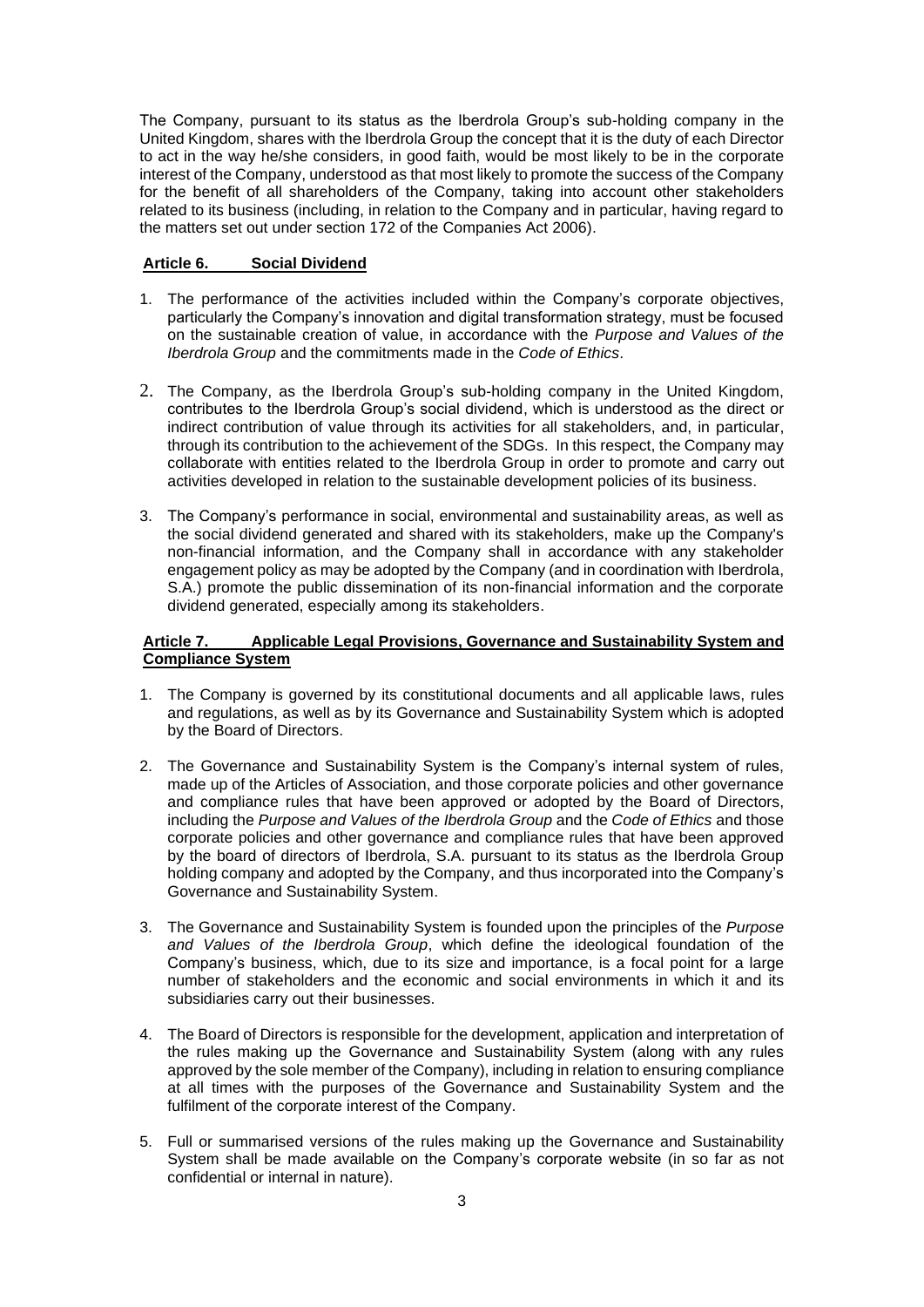The Company, pursuant to its status as the Iberdrola Group's sub-holding company in the United Kingdom, shares with the Iberdrola Group the concept that it is the duty of each Director to act in the way he/she considers, in good faith, would be most likely to be in the corporate interest of the Company, understood as that most likely to promote the success of the Company for the benefit of all shareholders of the Company, taking into account other stakeholders related to its business (including, in relation to the Company and in particular, having regard to the matters set out under section 172 of the Companies Act 2006).

## Article 6. Social Dividend

1. The performance of the activities included within the Company's corporate objectives, particularly the Company's innovation and digital transformation strategy, must be focused on the sustainable creation of value, in accordance with the *Purpose and Values of the Iberdrola Group* and the commitments made in the *Code of Ethics*.

2. The Company, as the Iberdrola Group's sub-holding company in the United Kingdom, contributes to the Iberdrola Group's social dividend, which is understood as the direct or indirect contribution of value through its activities for all stakeholders, and, in particular, through its contribution to the achievement of the SDGs. In this respect, the Company may collaborate with entities related to the Iberdrola Group in order to promote and carry out activities developed in relation to the sustainable development policies of its business.

3. The Company's performance in social, environmental and sustainability areas, as well as the social dividend generated and shared with its stakeholders, make up the Company's non-financial information, and the Company shall in accordance with any stakeholder engagement policy as may be adopted by the Company (and in coordination with Iberdrola, S.A.) promote the public dissemination of its non-financial information and the corporate dividend generated, especially among its stakeholders.

## Article 7. Applicable Legal Provisions, Governance and Sustainability System and Compliance System

1. The Company is governed by its constitutional documents and all applicable laws, rules and regulations, as well as by its Governance and Sustainability System which is adopted by the Board of Directors.

2. The Governance and Sustainability System is the Company's internal system of rules, made up of the Articles of Association, and those corporate policies and other governance and compliance rules that have been approved or adopted by the Board of Directors, including the *Purpose and Values of the Iberdrola Group* and the *Code of Ethics* and those corporate policies and other governance and compliance rules that have been approved by the board of directors of Iberdrola, S.A. pursuant to its status as the Iberdrola Group holding company and adopted by the Company, and thus incorporated into the Company's Governance and Sustainability System.

3. The Governance and Sustainability System is founded upon the principles of the *Purpose and Values of the Iberdrola Group*, which define the ideological foundation of the Company's business, which, due to its size and importance, is a focal point for a large number of stakeholders and the economic and social environments in which it and its subsidiaries carry out their businesses.

4. The Board of Directors is responsible for the development, application and interpretation of the rules making up the Governance and Sustainability System (along with any rules approved by the sole member of the Company), including in relation to ensuring compliance at all times with the purposes of the Governance and Sustainability System and the fulfilment of the corporate interest of the Company.

5. Full or summarised versions of the rules making up the Governance and Sustainability System shall be made available on the Company's corporate website (in so far as not confidential or internal in nature).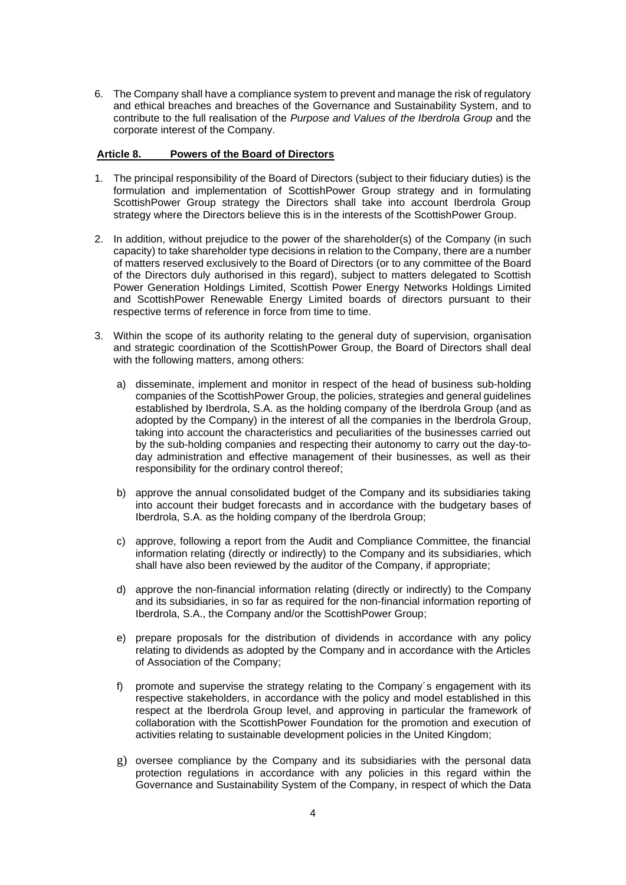6. The Company shall have a compliance system to prevent and manage the risk of regulatory and ethical breaches and breaches of the Governance and Sustainability System, and to contribute to the full realisation of the *Purpose and Values of the Iberdrola Group* and the corporate interest of the Company.

## Article 8. Powers of the Board of Directors

1. The principal responsibility of the Board of Directors (subject to their fiduciary duties) is the formulation and implementation of ScottishPower Group strategy and in formulating ScottishPower Group strategy the Directors shall take into account Iberdrola Group strategy where the Directors believe this is in the interests of the ScottishPower Group.

2. In addition, without prejudice to the power of the shareholder(s) of the Company (in such capacity) to take shareholder type decisions in relation to the Company, there are a number of matters reserved exclusively to the Board of Directors (or to any committee of the Board of the Directors duly authorised in this regard), subject to matters delegated to Scottish Power Generation Holdings Limited, Scottish Power Energy Networks Holdings Limited and ScottishPower Renewable Energy Limited boards of directors pursuant to their respective terms of reference in force from time to time.

3. Within the scope of its authority relating to the general duty of supervision, organisation and strategic coordination of the ScottishPower Group, the Board of Directors shall deal with the following matters, among others:

   a) disseminate, implement and monitor in respect of the head of business sub-holding companies of the ScottishPower Group, the policies, strategies and general guidelines established by Iberdrola, S.A. as the holding company of the Iberdrola Group (and as adopted by the Company) in the interest of all the companies in the Iberdrola Group, taking into account the characteristics and peculiarities of the businesses carried out by the sub-holding companies and respecting their autonomy to carry out the day-to-day administration and effective management of their businesses, as well as their responsibility for the ordinary control thereof;

   b) approve the annual consolidated budget of the Company and its subsidiaries taking into account their budget forecasts and in accordance with the budgetary bases of Iberdrola, S.A. as the holding company of the Iberdrola Group;

   c) approve, following a report from the Audit and Compliance Committee, the financial information relating (directly or indirectly) to the Company and its subsidiaries, which shall have also been reviewed by the auditor of the Company, if appropriate;

   d) approve the non-financial information relating (directly or indirectly) to the Company and its subsidiaries, in so far as required for the non-financial information reporting of Iberdrola, S.A., the Company and/or the ScottishPower Group;

   e) prepare proposals for the distribution of dividends in accordance with any policy relating to dividends as adopted by the Company and in accordance with the Articles of Association of the Company;

   f) promote and supervise the strategy relating to the Company´s engagement with its respective stakeholders, in accordance with the policy and model established in this respect at the Iberdrola Group level, and approving in particular the framework of collaboration with the ScottishPower Foundation for the promotion and execution of activities relating to sustainable development policies in the United Kingdom;

   g) oversee compliance by the Company and its subsidiaries with the personal data protection regulations in accordance with any policies in this regard within the Governance and Sustainability System of the Company, in respect of which the Data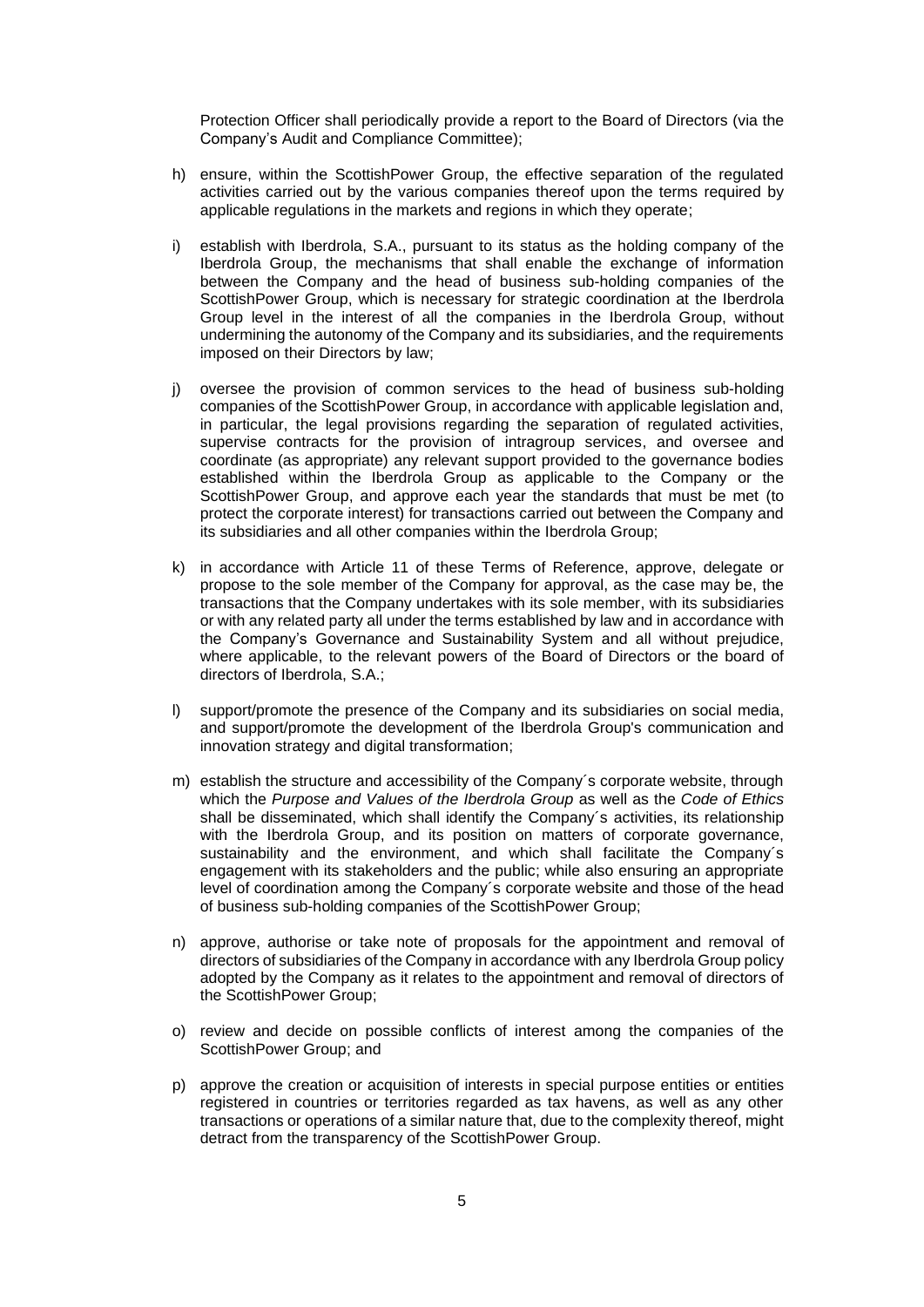Protection Officer shall periodically provide a report to the Board of Directors (via the Company's Audit and Compliance Committee);

h) ensure, within the ScottishPower Group, the effective separation of the regulated activities carried out by the various companies thereof upon the terms required by applicable regulations in the markets and regions in which they operate;

i) establish with Iberdrola, S.A., pursuant to its status as the holding company of the Iberdrola Group, the mechanisms that shall enable the exchange of information between the Company and the head of business sub-holding companies of the ScottishPower Group, which is necessary for strategic coordination at the Iberdrola Group level in the interest of all the companies in the Iberdrola Group, without undermining the autonomy of the Company and its subsidiaries, and the requirements imposed on their Directors by law;

j) oversee the provision of common services to the head of business sub-holding companies of the ScottishPower Group, in accordance with applicable legislation and, in particular, the legal provisions regarding the separation of regulated activities, supervise contracts for the provision of intragroup services, and oversee and coordinate (as appropriate) any relevant support provided to the governance bodies established within the Iberdrola Group as applicable to the Company or the ScottishPower Group, and approve each year the standards that must be met (to protect the corporate interest) for transactions carried out between the Company and its subsidiaries and all other companies within the Iberdrola Group;

k) in accordance with Article 11 of these Terms of Reference, approve, delegate or propose to the sole member of the Company for approval, as the case may be, the transactions that the Company undertakes with its sole member, with its subsidiaries or with any related party all under the terms established by law and in accordance with the Company's Governance and Sustainability System and all without prejudice, where applicable, to the relevant powers of the Board of Directors or the board of directors of Iberdrola, S.A.;

l) support/promote the presence of the Company and its subsidiaries on social media, and support/promote the development of the Iberdrola Group's communication and innovation strategy and digital transformation;

m) establish the structure and accessibility of the Company´s corporate website, through which the *Purpose and Values of the Iberdrola Group* as well as the *Code of Ethics* shall be disseminated, which shall identify the Company´s activities, its relationship with the Iberdrola Group, and its position on matters of corporate governance, sustainability and the environment, and which shall facilitate the Company´s engagement with its stakeholders and the public; while also ensuring an appropriate level of coordination among the Company´s corporate website and those of the head of business sub-holding companies of the ScottishPower Group;

n) approve, authorise or take note of proposals for the appointment and removal of directors of subsidiaries of the Company in accordance with any Iberdrola Group policy adopted by the Company as it relates to the appointment and removal of directors of the ScottishPower Group;

o) review and decide on possible conflicts of interest among the companies of the ScottishPower Group; and

p) approve the creation or acquisition of interests in special purpose entities or entities registered in countries or territories regarded as tax havens, as well as any other transactions or operations of a similar nature that, due to the complexity thereof, might detract from the transparency of the ScottishPower Group.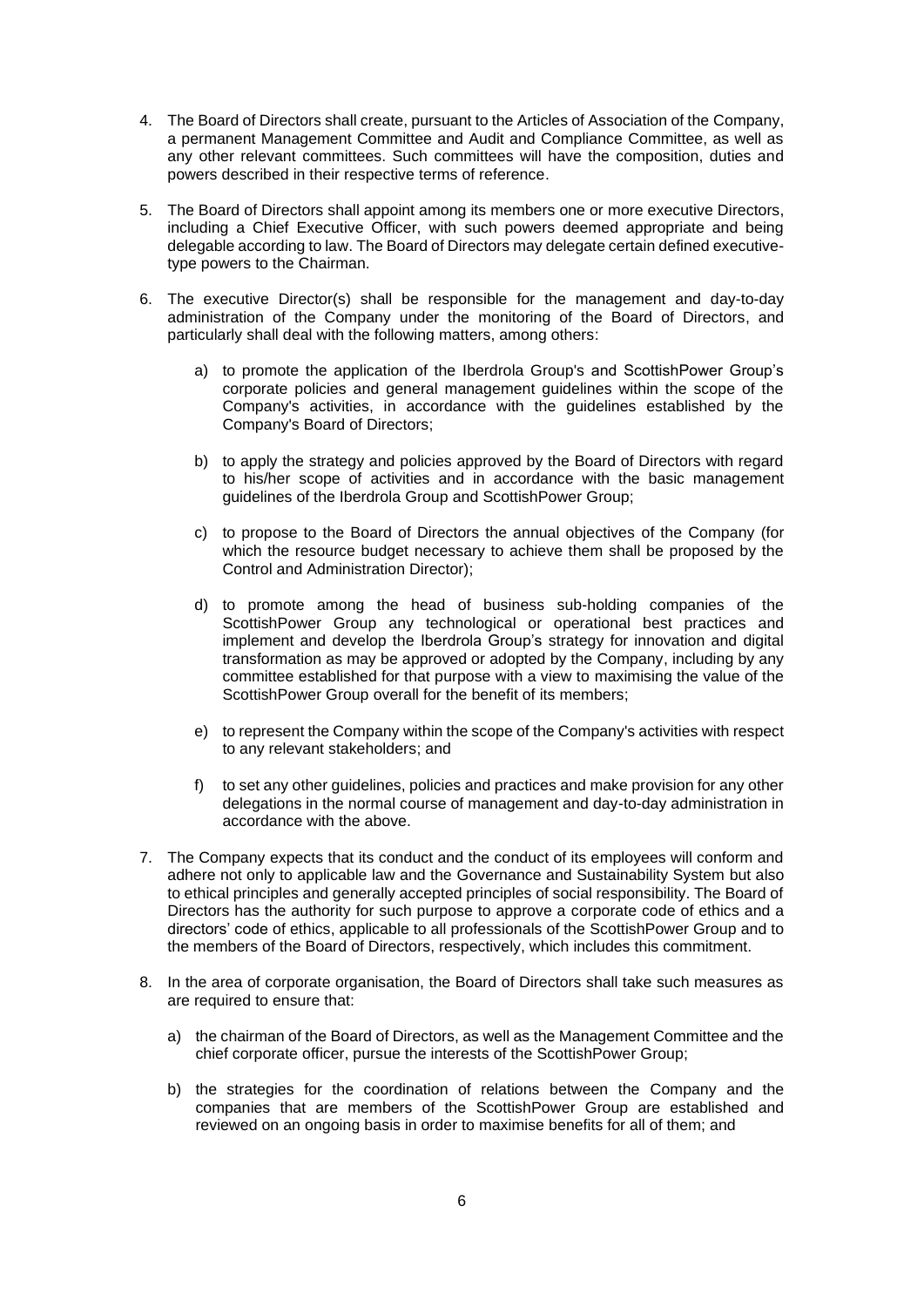4. The Board of Directors shall create, pursuant to the Articles of Association of the Company, a permanent Management Committee and Audit and Compliance Committee, as well as any other relevant committees. Such committees will have the composition, duties and powers described in their respective terms of reference.

5. The Board of Directors shall appoint among its members one or more executive Directors, including a Chief Executive Officer, with such powers deemed appropriate and being delegable according to law. The Board of Directors may delegate certain defined executive-type powers to the Chairman.

6. The executive Director(s) shall be responsible for the management and day-to-day administration of the Company under the monitoring of the Board of Directors, and particularly shall deal with the following matters, among others:

   a) to promote the application of the Iberdrola Group's and ScottishPower Group's corporate policies and general management guidelines within the scope of the Company's activities, in accordance with the guidelines established by the Company's Board of Directors;

   b) to apply the strategy and policies approved by the Board of Directors with regard to his/her scope of activities and in accordance with the basic management guidelines of the Iberdrola Group and ScottishPower Group;

   c) to propose to the Board of Directors the annual objectives of the Company (for which the resource budget necessary to achieve them shall be proposed by the Control and Administration Director);

   d) to promote among the head of business sub-holding companies of the ScottishPower Group any technological or operational best practices and implement and develop the Iberdrola Group's strategy for innovation and digital transformation as may be approved or adopted by the Company, including by any committee established for that purpose with a view to maximising the value of the ScottishPower Group overall for the benefit of its members;

   e) to represent the Company within the scope of the Company's activities with respect to any relevant stakeholders; and

   f) to set any other guidelines, policies and practices and make provision for any other delegations in the normal course of management and day-to-day administration in accordance with the above.

7. The Company expects that its conduct and the conduct of its employees will conform and adhere not only to applicable law and the Governance and Sustainability System but also to ethical principles and generally accepted principles of social responsibility. The Board of Directors has the authority for such purpose to approve a corporate code of ethics and a directors' code of ethics, applicable to all professionals of the ScottishPower Group and to the members of the Board of Directors, respectively, which includes this commitment.

8. In the area of corporate organisation, the Board of Directors shall take such measures as are required to ensure that:

   a) the chairman of the Board of Directors, as well as the Management Committee and the chief corporate officer, pursue the interests of the ScottishPower Group;

   b) the strategies for the coordination of relations between the Company and the companies that are members of the ScottishPower Group are established and reviewed on an ongoing basis in order to maximise benefits for all of them; and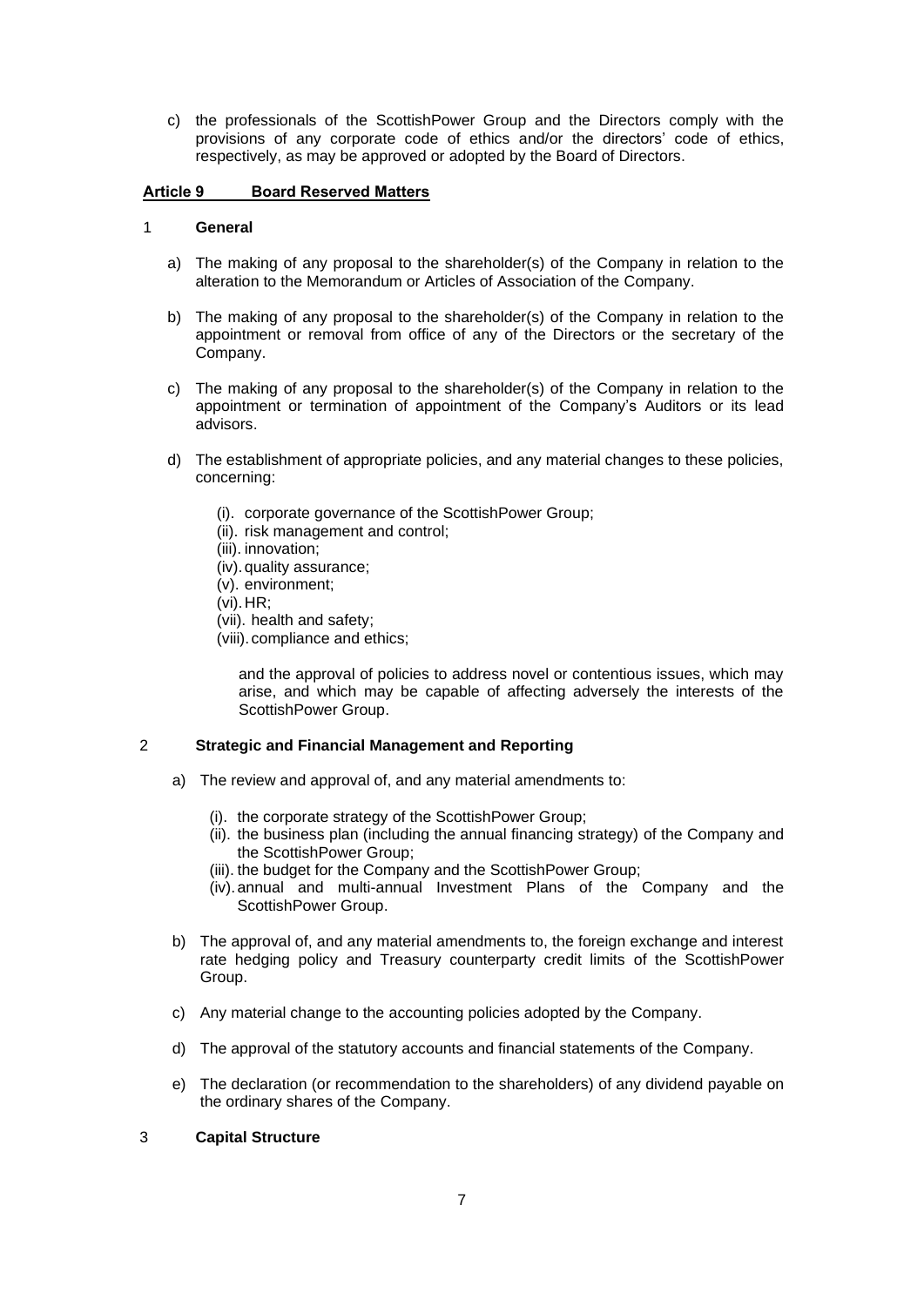c) the professionals of the ScottishPower Group and the Directors comply with the provisions of any corporate code of ethics and/or the directors' code of ethics, respectively, as may be approved or adopted by the Board of Directors.

## Article 9 Board Reserved Matters

### 1 General

a) The making of any proposal to the shareholder(s) of the Company in relation to the alteration to the Memorandum or Articles of Association of the Company.

b) The making of any proposal to the shareholder(s) of the Company in relation to the appointment or removal from office of any of the Directors or the secretary of the Company.

c) The making of any proposal to the shareholder(s) of the Company in relation to the appointment or termination of appointment of the Company's Auditors or its lead advisors.

d) The establishment of appropriate policies, and any material changes to these policies, concerning:

(i). corporate governance of the ScottishPower Group;
(ii). risk management and control;
(iii). innovation;
(iv). quality assurance;
(v). environment;
(vi). HR;
(vii). health and safety;
(viii). compliance and ethics;

and the approval of policies to address novel or contentious issues, which may arise, and which may be capable of affecting adversely the interests of the ScottishPower Group.

### 2 Strategic and Financial Management and Reporting

a) The review and approval of, and any material amendments to:

(i). the corporate strategy of the ScottishPower Group;
(ii). the business plan (including the annual financing strategy) of the Company and the ScottishPower Group;
(iii). the budget for the Company and the ScottishPower Group;
(iv). annual and multi-annual Investment Plans of the Company and the ScottishPower Group.

b) The approval of, and any material amendments to, the foreign exchange and interest rate hedging policy and Treasury counterparty credit limits of the ScottishPower Group.

c) Any material change to the accounting policies adopted by the Company.

d) The approval of the statutory accounts and financial statements of the Company.

e) The declaration (or recommendation to the shareholders) of any dividend payable on the ordinary shares of the Company.

### 3 Capital Structure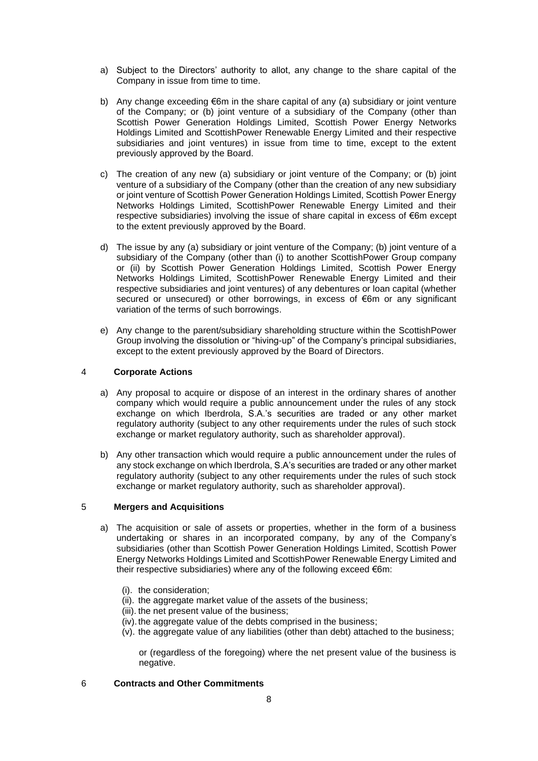a) Subject to the Directors' authority to allot, any change to the share capital of the Company in issue from time to time.

b) Any change exceeding €6m in the share capital of any (a) subsidiary or joint venture of the Company; or (b) joint venture of a subsidiary of the Company (other than Scottish Power Generation Holdings Limited, Scottish Power Energy Networks Holdings Limited and ScottishPower Renewable Energy Limited and their respective subsidiaries and joint ventures) in issue from time to time, except to the extent previously approved by the Board.

c) The creation of any new (a) subsidiary or joint venture of the Company; or (b) joint venture of a subsidiary of the Company (other than the creation of any new subsidiary or joint venture of Scottish Power Generation Holdings Limited, Scottish Power Energy Networks Holdings Limited, ScottishPower Renewable Energy Limited and their respective subsidiaries) involving the issue of share capital in excess of €6m except to the extent previously approved by the Board.

d) The issue by any (a) subsidiary or joint venture of the Company; (b) joint venture of a subsidiary of the Company (other than (i) to another ScottishPower Group company or (ii) by Scottish Power Generation Holdings Limited, Scottish Power Energy Networks Holdings Limited, ScottishPower Renewable Energy Limited and their respective subsidiaries and joint ventures) of any debentures or loan capital (whether secured or unsecured) or other borrowings, in excess of €6m or any significant variation of the terms of such borrowings.

e) Any change to the parent/subsidiary shareholding structure within the ScottishPower Group involving the dissolution or "hiving-up" of the Company's principal subsidiaries, except to the extent previously approved by the Board of Directors.

## 4 Corporate Actions

a) Any proposal to acquire or dispose of an interest in the ordinary shares of another company which would require a public announcement under the rules of any stock exchange on which Iberdrola, S.A.'s securities are traded or any other market regulatory authority (subject to any other requirements under the rules of such stock exchange or market regulatory authority, such as shareholder approval).

b) Any other transaction which would require a public announcement under the rules of any stock exchange on which Iberdrola, S.A's securities are traded or any other market regulatory authority (subject to any other requirements under the rules of such stock exchange or market regulatory authority, such as shareholder approval).

## 5 Mergers and Acquisitions

a) The acquisition or sale of assets or properties, whether in the form of a business undertaking or shares in an incorporated company, by any of the Company's subsidiaries (other than Scottish Power Generation Holdings Limited, Scottish Power Energy Networks Holdings Limited and ScottishPower Renewable Energy Limited and their respective subsidiaries) where any of the following exceed €6m:

   (i). the consideration;
   (ii). the aggregate market value of the assets of the business;
   (iii). the net present value of the business;
   (iv). the aggregate value of the debts comprised in the business;
   (v). the aggregate value of any liabilities (other than debt) attached to the business;

   or (regardless of the foregoing) where the net present value of the business is negative.

## 6 Contracts and Other Commitments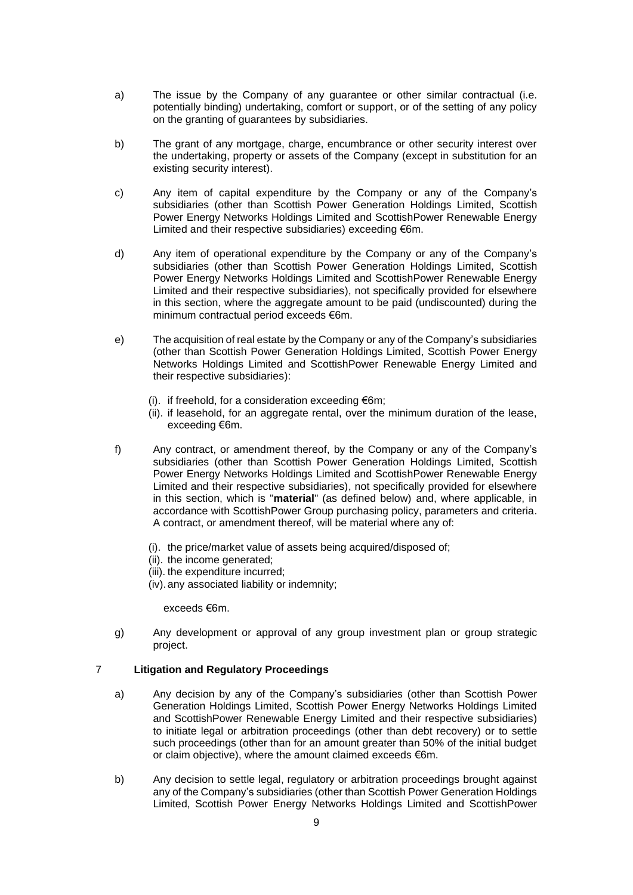a) The issue by the Company of any guarantee or other similar contractual (i.e. potentially binding) undertaking, comfort or support, or of the setting of any policy on the granting of guarantees by subsidiaries.

b) The grant of any mortgage, charge, encumbrance or other security interest over the undertaking, property or assets of the Company (except in substitution for an existing security interest).

c) Any item of capital expenditure by the Company or any of the Company's subsidiaries (other than Scottish Power Generation Holdings Limited, Scottish Power Energy Networks Holdings Limited and ScottishPower Renewable Energy Limited and their respective subsidiaries) exceeding €6m.

d) Any item of operational expenditure by the Company or any of the Company's subsidiaries (other than Scottish Power Generation Holdings Limited, Scottish Power Energy Networks Holdings Limited and ScottishPower Renewable Energy Limited and their respective subsidiaries), not specifically provided for elsewhere in this section, where the aggregate amount to be paid (undiscounted) during the minimum contractual period exceeds €6m.

e) The acquisition of real estate by the Company or any of the Company's subsidiaries (other than Scottish Power Generation Holdings Limited, Scottish Power Energy Networks Holdings Limited and ScottishPower Renewable Energy Limited and their respective subsidiaries):

   (i). if freehold, for a consideration exceeding €6m;
   (ii). if leasehold, for an aggregate rental, over the minimum duration of the lease, exceeding €6m.

f) Any contract, or amendment thereof, by the Company or any of the Company's subsidiaries (other than Scottish Power Generation Holdings Limited, Scottish Power Energy Networks Holdings Limited and ScottishPower Renewable Energy Limited and their respective subsidiaries), not specifically provided for elsewhere in this section, which is "**material**" (as defined below) and, where applicable, in accordance with ScottishPower Group purchasing policy, parameters and criteria. A contract, or amendment thereof, will be material where any of:

   (i). the price/market value of assets being acquired/disposed of;
   (ii). the income generated;
   (iii). the expenditure incurred;
   (iv). any associated liability or indemnity;

   exceeds €6m.

g) Any development or approval of any group investment plan or group strategic project.

## 7 Litigation and Regulatory Proceedings

a) Any decision by any of the Company's subsidiaries (other than Scottish Power Generation Holdings Limited, Scottish Power Energy Networks Holdings Limited and ScottishPower Renewable Energy Limited and their respective subsidiaries) to initiate legal or arbitration proceedings (other than debt recovery) or to settle such proceedings (other than for an amount greater than 50% of the initial budget or claim objective), where the amount claimed exceeds €6m.

b) Any decision to settle legal, regulatory or arbitration proceedings brought against any of the Company's subsidiaries (other than Scottish Power Generation Holdings Limited, Scottish Power Energy Networks Holdings Limited and ScottishPower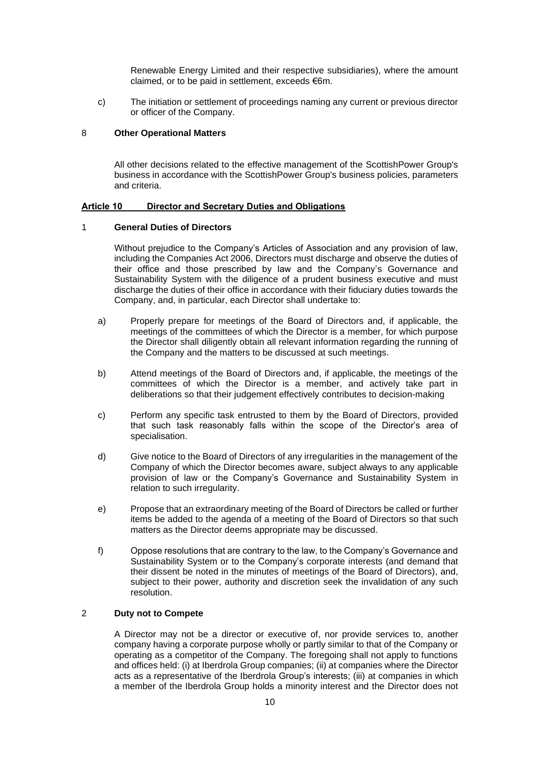Renewable Energy Limited and their respective subsidiaries), where the amount claimed, or to be paid in settlement, exceeds €6m.

c) The initiation or settlement of proceedings naming any current or previous director or officer of the Company.

### 8 Other Operational Matters

All other decisions related to the effective management of the ScottishPower Group's business in accordance with the ScottishPower Group's business policies, parameters and criteria.

## Article 10 Director and Secretary Duties and Obligations

### 1 General Duties of Directors

Without prejudice to the Company's Articles of Association and any provision of law, including the Companies Act 2006, Directors must discharge and observe the duties of their office and those prescribed by law and the Company's Governance and Sustainability System with the diligence of a prudent business executive and must discharge the duties of their office in accordance with their fiduciary duties towards the Company, and, in particular, each Director shall undertake to:

a) Properly prepare for meetings of the Board of Directors and, if applicable, the meetings of the committees of which the Director is a member, for which purpose the Director shall diligently obtain all relevant information regarding the running of the Company and the matters to be discussed at such meetings.

b) Attend meetings of the Board of Directors and, if applicable, the meetings of the committees of which the Director is a member, and actively take part in deliberations so that their judgement effectively contributes to decision-making

c) Perform any specific task entrusted to them by the Board of Directors, provided that such task reasonably falls within the scope of the Director's area of specialisation.

d) Give notice to the Board of Directors of any irregularities in the management of the Company of which the Director becomes aware, subject always to any applicable provision of law or the Company's Governance and Sustainability System in relation to such irregularity.

e) Propose that an extraordinary meeting of the Board of Directors be called or further items be added to the agenda of a meeting of the Board of Directors so that such matters as the Director deems appropriate may be discussed.

f) Oppose resolutions that are contrary to the law, to the Company's Governance and Sustainability System or to the Company's corporate interests (and demand that their dissent be noted in the minutes of meetings of the Board of Directors), and, subject to their power, authority and discretion seek the invalidation of any such resolution.

### 2 Duty not to Compete

A Director may not be a director or executive of, nor provide services to, another company having a corporate purpose wholly or partly similar to that of the Company or operating as a competitor of the Company. The foregoing shall not apply to functions and offices held: (i) at Iberdrola Group companies; (ii) at companies where the Director acts as a representative of the Iberdrola Group's interests; (iii) at companies in which a member of the Iberdrola Group holds a minority interest and the Director does not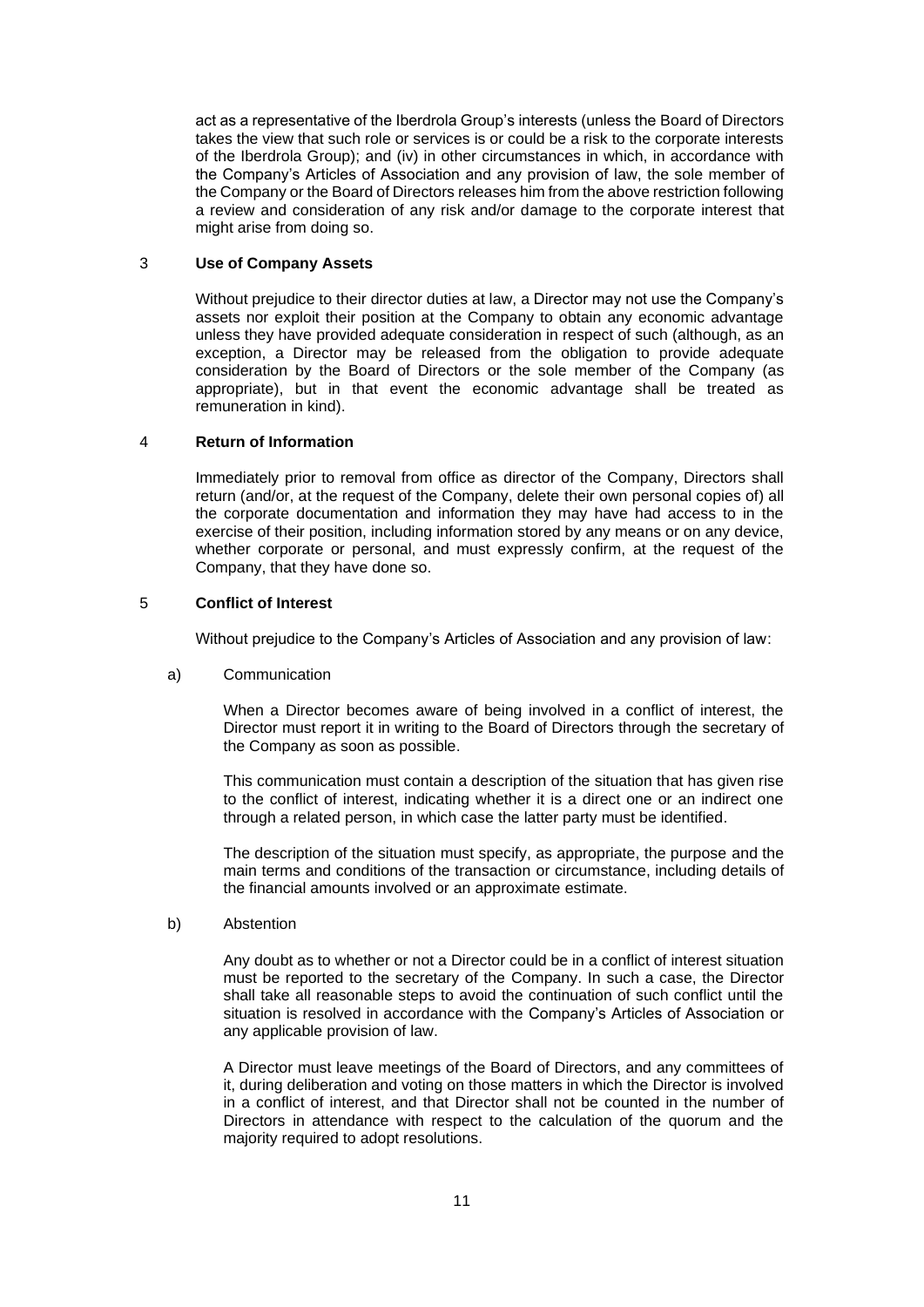act as a representative of the Iberdrola Group's interests (unless the Board of Directors takes the view that such role or services is or could be a risk to the corporate interests of the Iberdrola Group); and (iv) in other circumstances in which, in accordance with the Company's Articles of Association and any provision of law, the sole member of the Company or the Board of Directors releases him from the above restriction following a review and consideration of any risk and/or damage to the corporate interest that might arise from doing so.

## 3 Use of Company Assets

Without prejudice to their director duties at law, a Director may not use the Company's assets nor exploit their position at the Company to obtain any economic advantage unless they have provided adequate consideration in respect of such (although, as an exception, a Director may be released from the obligation to provide adequate consideration by the Board of Directors or the sole member of the Company (as appropriate), but in that event the economic advantage shall be treated as remuneration in kind).

## 4 Return of Information

Immediately prior to removal from office as director of the Company, Directors shall return (and/or, at the request of the Company, delete their own personal copies of) all the corporate documentation and information they may have had access to in the exercise of their position, including information stored by any means or on any device, whether corporate or personal, and must expressly confirm, at the request of the Company, that they have done so.

## 5 Conflict of Interest

Without prejudice to the Company's Articles of Association and any provision of law:

a) Communication

When a Director becomes aware of being involved in a conflict of interest, the Director must report it in writing to the Board of Directors through the secretary of the Company as soon as possible.

This communication must contain a description of the situation that has given rise to the conflict of interest, indicating whether it is a direct one or an indirect one through a related person, in which case the latter party must be identified.

The description of the situation must specify, as appropriate, the purpose and the main terms and conditions of the transaction or circumstance, including details of the financial amounts involved or an approximate estimate.

b) Abstention

Any doubt as to whether or not a Director could be in a conflict of interest situation must be reported to the secretary of the Company. In such a case, the Director shall take all reasonable steps to avoid the continuation of such conflict until the situation is resolved in accordance with the Company's Articles of Association or any applicable provision of law.

A Director must leave meetings of the Board of Directors, and any committees of it, during deliberation and voting on those matters in which the Director is involved in a conflict of interest, and that Director shall not be counted in the number of Directors in attendance with respect to the calculation of the quorum and the majority required to adopt resolutions.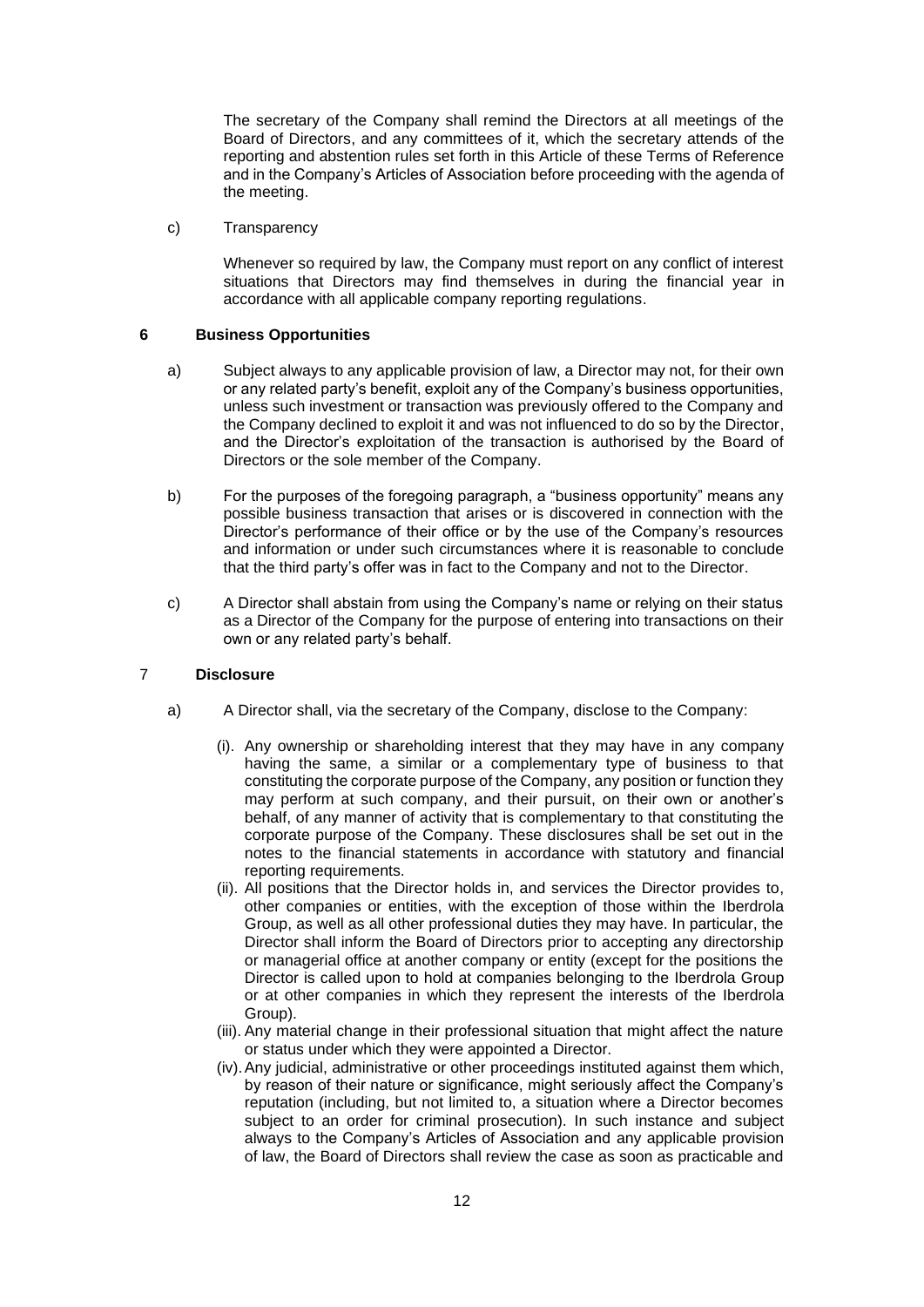The secretary of the Company shall remind the Directors at all meetings of the Board of Directors, and any committees of it, which the secretary attends of the reporting and abstention rules set forth in this Article of these Terms of Reference and in the Company's Articles of Association before proceeding with the agenda of the meeting.

c) Transparency

Whenever so required by law, the Company must report on any conflict of interest situations that Directors may find themselves in during the financial year in accordance with all applicable company reporting regulations.

## 6 Business Opportunities

a) Subject always to any applicable provision of law, a Director may not, for their own or any related party's benefit, exploit any of the Company's business opportunities, unless such investment or transaction was previously offered to the Company and the Company declined to exploit it and was not influenced to do so by the Director, and the Director's exploitation of the transaction is authorised by the Board of Directors or the sole member of the Company.

b) For the purposes of the foregoing paragraph, a "business opportunity" means any possible business transaction that arises or is discovered in connection with the Director's performance of their office or by the use of the Company's resources and information or under such circumstances where it is reasonable to conclude that the third party's offer was in fact to the Company and not to the Director.

c) A Director shall abstain from using the Company's name or relying on their status as a Director of the Company for the purpose of entering into transactions on their own or any related party's behalf.

## 7 Disclosure

a) A Director shall, via the secretary of the Company, disclose to the Company:

(i). Any ownership or shareholding interest that they may have in any company having the same, a similar or a complementary type of business to that constituting the corporate purpose of the Company, any position or function they may perform at such company, and their pursuit, on their own or another's behalf, of any manner of activity that is complementary to that constituting the corporate purpose of the Company. These disclosures shall be set out in the notes to the financial statements in accordance with statutory and financial reporting requirements.

(ii). All positions that the Director holds in, and services the Director provides to, other companies or entities, with the exception of those within the Iberdrola Group, as well as all other professional duties they may have. In particular, the Director shall inform the Board of Directors prior to accepting any directorship or managerial office at another company or entity (except for the positions the Director is called upon to hold at companies belonging to the Iberdrola Group or at other companies in which they represent the interests of the Iberdrola Group).

(iii). Any material change in their professional situation that might affect the nature or status under which they were appointed a Director.

(iv). Any judicial, administrative or other proceedings instituted against them which, by reason of their nature or significance, might seriously affect the Company's reputation (including, but not limited to, a situation where a Director becomes subject to an order for criminal prosecution). In such instance and subject always to the Company's Articles of Association and any applicable provision of law, the Board of Directors shall review the case as soon as practicable and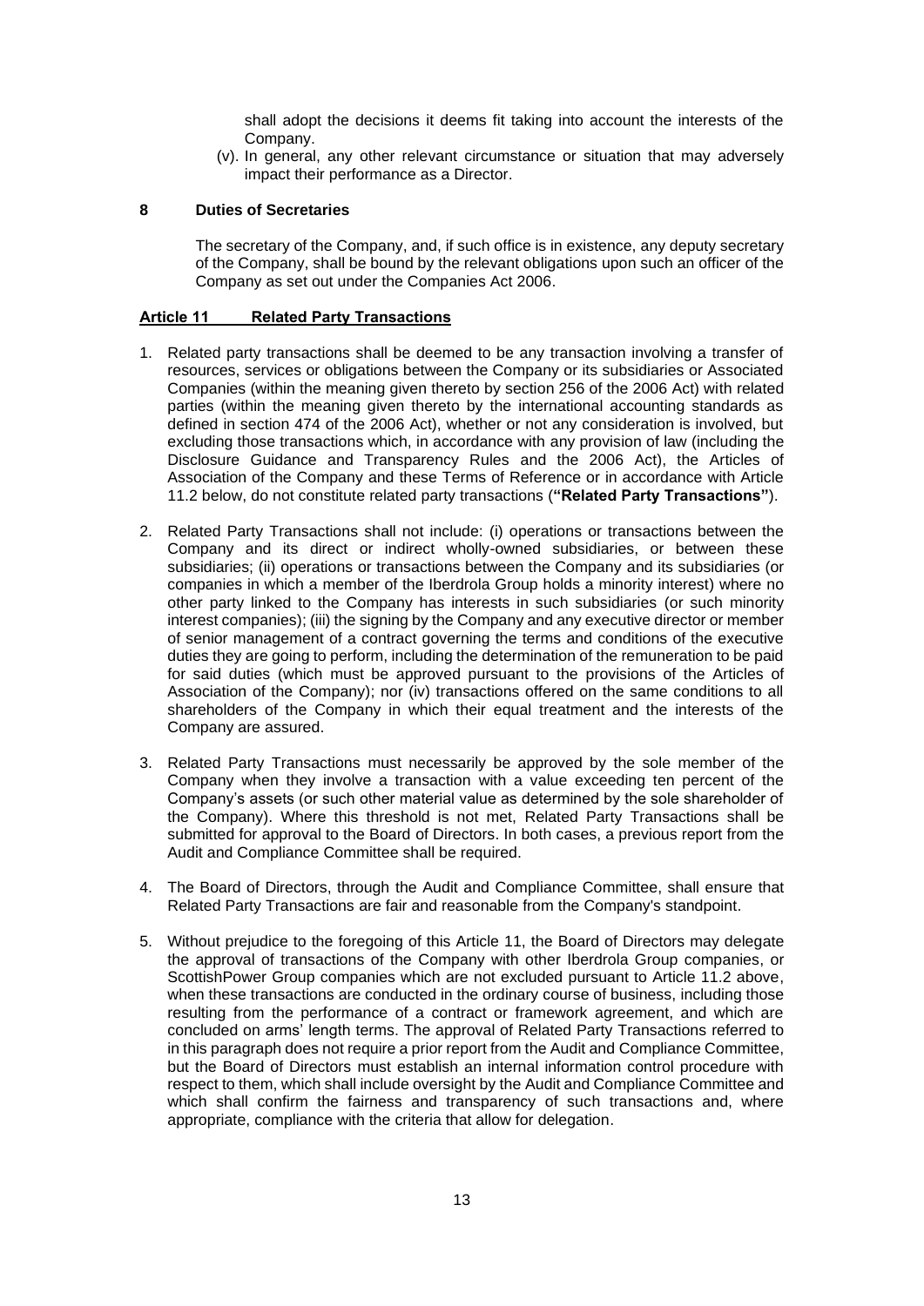shall adopt the decisions it deems fit taking into account the interests of the Company.

(v). In general, any other relevant circumstance or situation that may adversely impact their performance as a Director.

**8 Duties of Secretaries**

The secretary of the Company, and, if such office is in existence, any deputy secretary of the Company, shall be bound by the relevant obligations upon such an officer of the Company as set out under the Companies Act 2006.

## **Article 11 Related Party Transactions**

1. Related party transactions shall be deemed to be any transaction involving a transfer of resources, services or obligations between the Company or its subsidiaries or Associated Companies (within the meaning given thereto by section 256 of the 2006 Act) with related parties (within the meaning given thereto by the international accounting standards as defined in section 474 of the 2006 Act), whether or not any consideration is involved, but excluding those transactions which, in accordance with any provision of law (including the Disclosure Guidance and Transparency Rules and the 2006 Act), the Articles of Association of the Company and these Terms of Reference or in accordance with Article 11.2 below, do not constitute related party transactions (**"Related Party Transactions"**).

2. Related Party Transactions shall not include: (i) operations or transactions between the Company and its direct or indirect wholly-owned subsidiaries, or between these subsidiaries; (ii) operations or transactions between the Company and its subsidiaries (or companies in which a member of the Iberdrola Group holds a minority interest) where no other party linked to the Company has interests in such subsidiaries (or such minority interest companies); (iii) the signing by the Company and any executive director or member of senior management of a contract governing the terms and conditions of the executive duties they are going to perform, including the determination of the remuneration to be paid for said duties (which must be approved pursuant to the provisions of the Articles of Association of the Company); nor (iv) transactions offered on the same conditions to all shareholders of the Company in which their equal treatment and the interests of the Company are assured.

3. Related Party Transactions must necessarily be approved by the sole member of the Company when they involve a transaction with a value exceeding ten percent of the Company's assets (or such other material value as determined by the sole shareholder of the Company). Where this threshold is not met, Related Party Transactions shall be submitted for approval to the Board of Directors. In both cases, a previous report from the Audit and Compliance Committee shall be required.

4. The Board of Directors, through the Audit and Compliance Committee, shall ensure that Related Party Transactions are fair and reasonable from the Company's standpoint.

5. Without prejudice to the foregoing of this Article 11, the Board of Directors may delegate the approval of transactions of the Company with other Iberdrola Group companies, or ScottishPower Group companies which are not excluded pursuant to Article 11.2 above, when these transactions are conducted in the ordinary course of business, including those resulting from the performance of a contract or framework agreement, and which are concluded on arms' length terms. The approval of Related Party Transactions referred to in this paragraph does not require a prior report from the Audit and Compliance Committee, but the Board of Directors must establish an internal information control procedure with respect to them, which shall include oversight by the Audit and Compliance Committee and which shall confirm the fairness and transparency of such transactions and, where appropriate, compliance with the criteria that allow for delegation.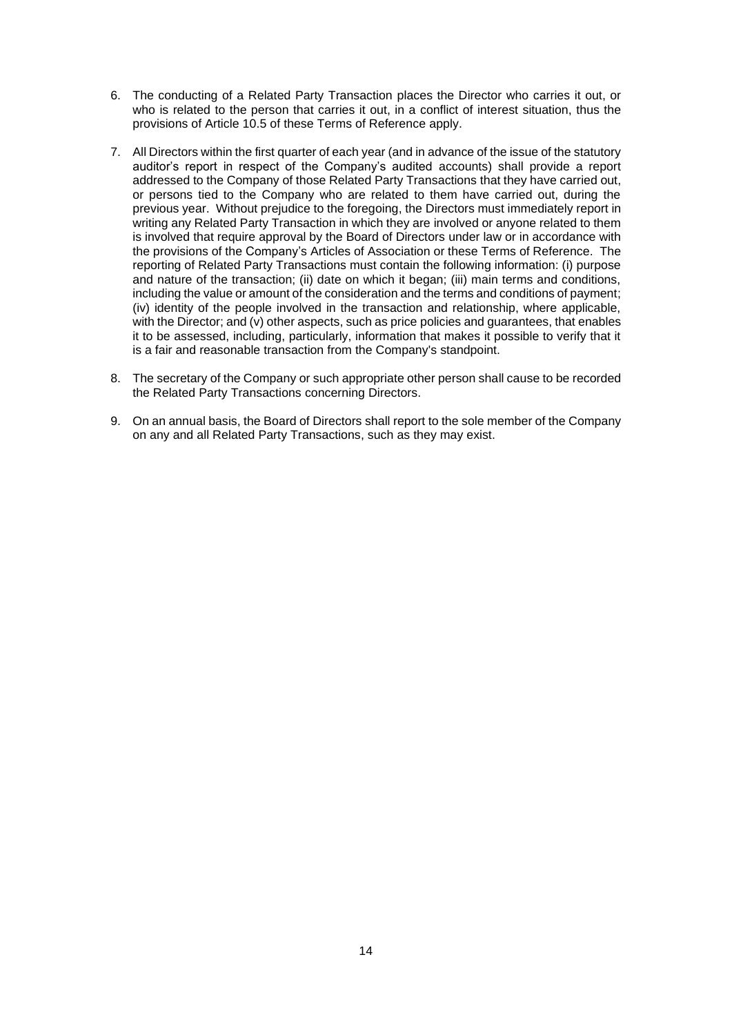6. The conducting of a Related Party Transaction places the Director who carries it out, or who is related to the person that carries it out, in a conflict of interest situation, thus the provisions of Article 10.5 of these Terms of Reference apply.

7. All Directors within the first quarter of each year (and in advance of the issue of the statutory auditor's report in respect of the Company's audited accounts) shall provide a report addressed to the Company of those Related Party Transactions that they have carried out, or persons tied to the Company who are related to them have carried out, during the previous year. Without prejudice to the foregoing, the Directors must immediately report in writing any Related Party Transaction in which they are involved or anyone related to them is involved that require approval by the Board of Directors under law or in accordance with the provisions of the Company's Articles of Association or these Terms of Reference. The reporting of Related Party Transactions must contain the following information: (i) purpose and nature of the transaction; (ii) date on which it began; (iii) main terms and conditions, including the value or amount of the consideration and the terms and conditions of payment; (iv) identity of the people involved in the transaction and relationship, where applicable, with the Director; and (v) other aspects, such as price policies and guarantees, that enables it to be assessed, including, particularly, information that makes it possible to verify that it is a fair and reasonable transaction from the Company's standpoint.

8. The secretary of the Company or such appropriate other person shall cause to be recorded the Related Party Transactions concerning Directors.

9. On an annual basis, the Board of Directors shall report to the sole member of the Company on any and all Related Party Transactions, such as they may exist.